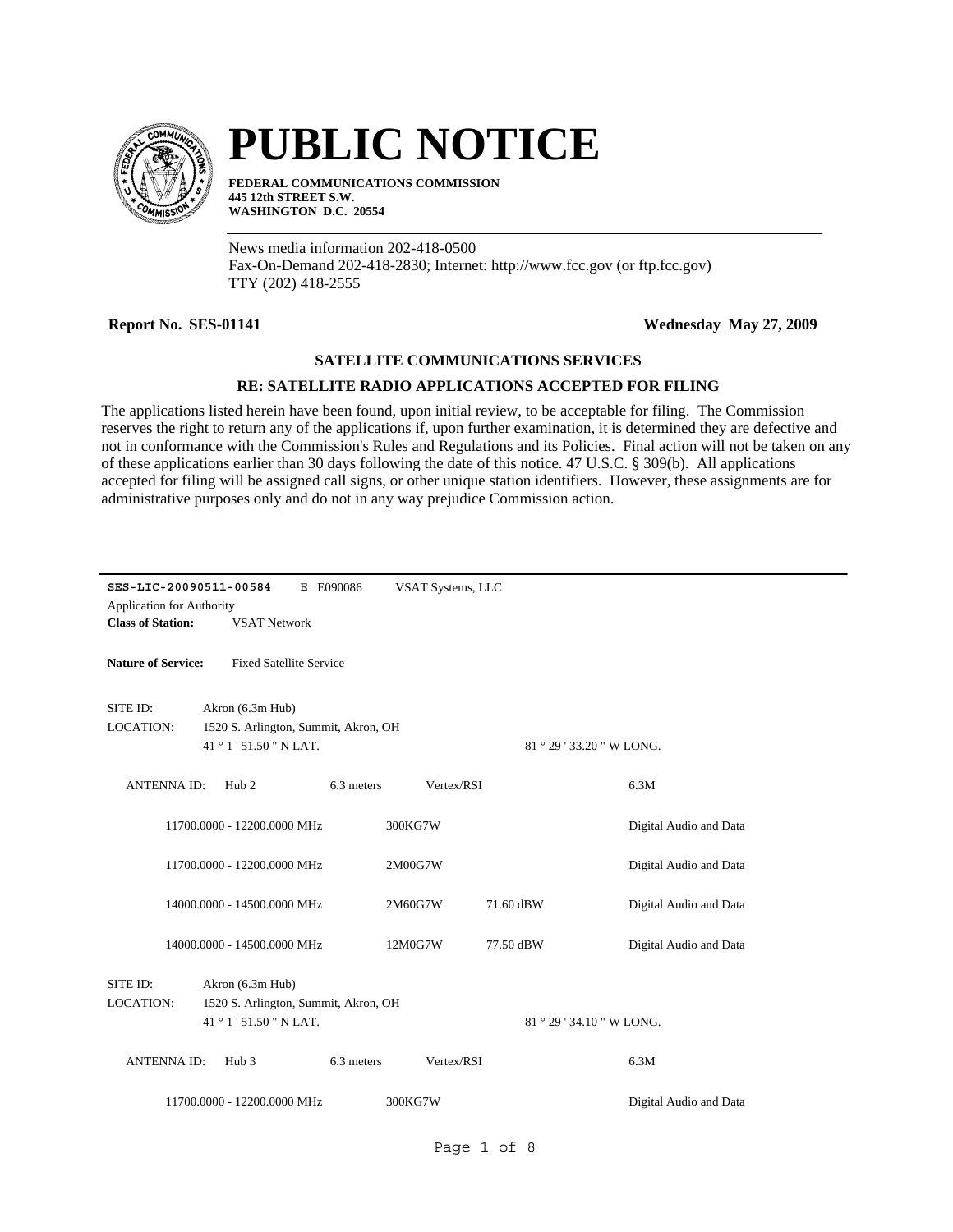# PUBLIC NOTICE

**FEDERAL COMMUNICATIONS COMMISSION**
**445 12th STREET S.W.**
**WASHINGTON D.C. 20554**

News media information 202-418-0500
Fax-On-Demand 202-418-2830; Internet: http://www.fcc.gov (or ftp.fcc.gov)
TTY (202) 418-2555

**Report No. SES-01141** **Wednesday May 27, 2009**

### SATELLITE COMMUNICATIONS SERVICES

### RE: SATELLITE RADIO APPLICATIONS ACCEPTED FOR FILING

The applications listed herein have been found, upon initial review, to be acceptable for filing. The Commission reserves the right to return any of the applications if, upon further examination, it is determined they are defective and not in conformance with the Commission's Rules and Regulations and its Policies. Final action will not be taken on any of these applications earlier than 30 days following the date of this notice. 47 U.S.C. § 309(b). All applications accepted for filing will be assigned call signs, or other unique station identifiers. However, these assignments are for administrative purposes only and do not in any way prejudice Commission action.

---

**SES-LIC-20090511-00584** E E090086 VSAT Systems, LLC

Application for Authority

**Class of Station:** VSAT Network

**Nature of Service:** Fixed Satellite Service

SITE ID: Akron (6.3m Hub)

LOCATION: 1520 S. Arlington, Summit, Akron, OH

41 ° 1 ' 51.50 " N LAT. 81 ° 29 ' 33.20 " W LONG.

ANTENNA ID: Hub 2 6.3 meters Vertex/RSI 6.3M

| | | | |
|---|---|---|---|
| 11700.0000 - 12200.0000 MHz | 300KG7W | | Digital Audio and Data |
| 11700.0000 - 12200.0000 MHz | 2M00G7W | | Digital Audio and Data |
| 14000.0000 - 14500.0000 MHz | 2M60G7W | 71.60 dBW | Digital Audio and Data |
| 14000.0000 - 14500.0000 MHz | 12M0G7W | 77.50 dBW | Digital Audio and Data |

SITE ID: Akron (6.3m Hub)

LOCATION: 1520 S. Arlington, Summit, Akron, OH

41 ° 1 ' 51.50 " N LAT. 81 ° 29 ' 34.10 " W LONG.

ANTENNA ID: Hub 3 6.3 meters Vertex/RSI 6.3M

| | | | |
|---|---|---|---|
| 11700.0000 - 12200.0000 MHz | 300KG7W | | Digital Audio and Data |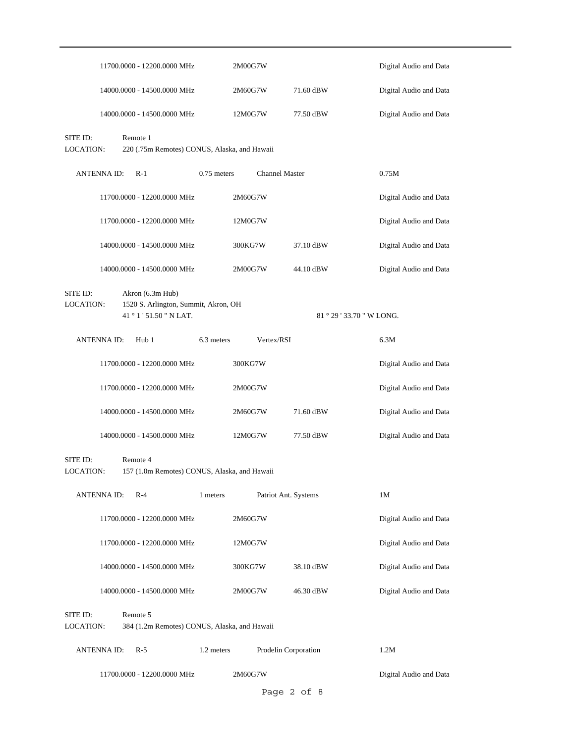| Frequency | Emission | Power | Description |
|---|---|---|---|
| 11700.0000 - 12200.0000 MHz | 2M00G7W | | Digital Audio and Data |
| 14000.0000 - 14500.0000 MHz | 2M60G7W | 71.60 dBW | Digital Audio and Data |
| 14000.0000 - 14500.0000 MHz | 12M0G7W | 77.50 dBW | Digital Audio and Data |

SITE ID: Remote 1
LOCATION: 220 (.75m Remotes) CONUS, Alaska, and Hawaii

ANTENNA ID: R-1 | 0.75 meters | Channel Master | 0.75M

| Frequency | Emission | Power | Description |
|---|---|---|---|
| 11700.0000 - 12200.0000 MHz | 2M60G7W | | Digital Audio and Data |
| 11700.0000 - 12200.0000 MHz | 12M0G7W | | Digital Audio and Data |
| 14000.0000 - 14500.0000 MHz | 300KG7W | 37.10 dBW | Digital Audio and Data |
| 14000.0000 - 14500.0000 MHz | 2M00G7W | 44.10 dBW | Digital Audio and Data |

SITE ID: Akron (6.3m Hub)
LOCATION: 1520 S. Arlington, Summit, Akron, OH
41 ° 1 ' 51.50 " N LAT. 81 ° 29 ' 33.70 " W LONG.

ANTENNA ID: Hub 1 | 6.3 meters | Vertex/RSI | 6.3M

| Frequency | Emission | Power | Description |
|---|---|---|---|
| 11700.0000 - 12200.0000 MHz | 300KG7W | | Digital Audio and Data |
| 11700.0000 - 12200.0000 MHz | 2M00G7W | | Digital Audio and Data |
| 14000.0000 - 14500.0000 MHz | 2M60G7W | 71.60 dBW | Digital Audio and Data |
| 14000.0000 - 14500.0000 MHz | 12M0G7W | 77.50 dBW | Digital Audio and Data |

SITE ID: Remote 4
LOCATION: 157 (1.0m Remotes) CONUS, Alaska, and Hawaii

ANTENNA ID: R-4 | 1 meters | Patriot Ant. Systems | 1M

| Frequency | Emission | Power | Description |
|---|---|---|---|
| 11700.0000 - 12200.0000 MHz | 2M60G7W | | Digital Audio and Data |
| 11700.0000 - 12200.0000 MHz | 12M0G7W | | Digital Audio and Data |
| 14000.0000 - 14500.0000 MHz | 300KG7W | 38.10 dBW | Digital Audio and Data |
| 14000.0000 - 14500.0000 MHz | 2M00G7W | 46.30 dBW | Digital Audio and Data |

SITE ID: Remote 5
LOCATION: 384 (1.2m Remotes) CONUS, Alaska, and Hawaii

ANTENNA ID: R-5 | 1.2 meters | Prodelin Corporation | 1.2M

| Frequency | Emission | Power | Description |
|---|---|---|---|
| 11700.0000 - 12200.0000 MHz | 2M60G7W | | Digital Audio and Data |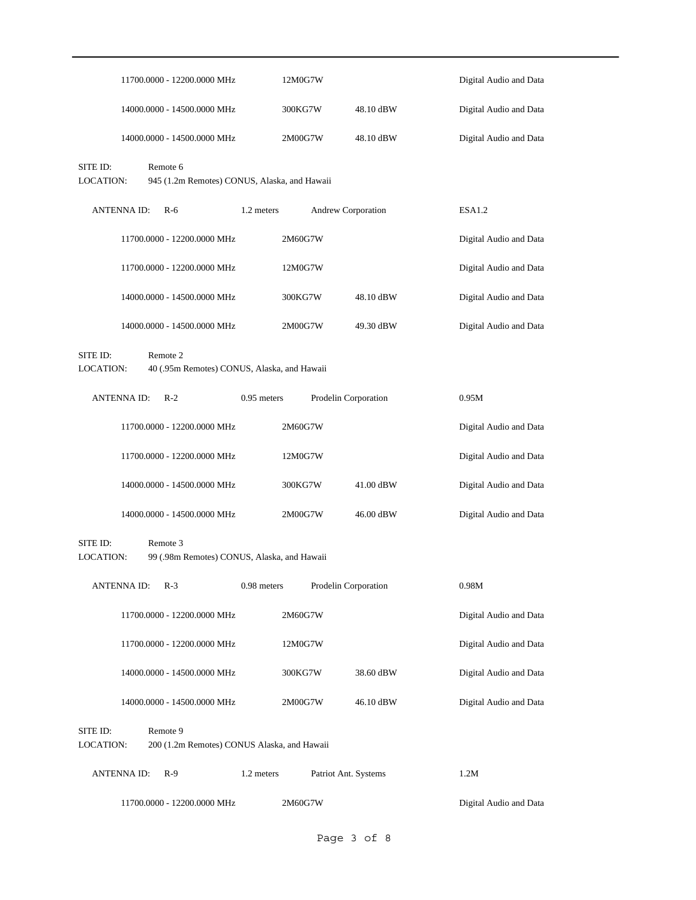| | | | |
|---|---|---|---|
| 11700.0000 - 12200.0000 MHz | 12M0G7W | | Digital Audio and Data |
| 14000.0000 - 14500.0000 MHz | 300KG7W | 48.10 dBW | Digital Audio and Data |
| 14000.0000 - 14500.0000 MHz | 2M00G7W | 48.10 dBW | Digital Audio and Data |

SITE ID: Remote 6
LOCATION: 945 (1.2m Remotes) CONUS, Alaska, and Hawaii

ANTENNA ID: R-6 | 1.2 meters | Andrew Corporation | ESA1.2

| | | | |
|---|---|---|---|
| 11700.0000 - 12200.0000 MHz | 2M60G7W | | Digital Audio and Data |
| 11700.0000 - 12200.0000 MHz | 12M0G7W | | Digital Audio and Data |
| 14000.0000 - 14500.0000 MHz | 300KG7W | 48.10 dBW | Digital Audio and Data |
| 14000.0000 - 14500.0000 MHz | 2M00G7W | 49.30 dBW | Digital Audio and Data |

SITE ID: Remote 2
LOCATION: 40 (.95m Remotes) CONUS, Alaska, and Hawaii

ANTENNA ID: R-2 | 0.95 meters | Prodelin Corporation | 0.95M

| | | | |
|---|---|---|---|
| 11700.0000 - 12200.0000 MHz | 2M60G7W | | Digital Audio and Data |
| 11700.0000 - 12200.0000 MHz | 12M0G7W | | Digital Audio and Data |
| 14000.0000 - 14500.0000 MHz | 300KG7W | 41.00 dBW | Digital Audio and Data |
| 14000.0000 - 14500.0000 MHz | 2M00G7W | 46.00 dBW | Digital Audio and Data |

SITE ID: Remote 3
LOCATION: 99 (.98m Remotes) CONUS, Alaska, and Hawaii

ANTENNA ID: R-3 | 0.98 meters | Prodelin Corporation | 0.98M

| | | | |
|---|---|---|---|
| 11700.0000 - 12200.0000 MHz | 2M60G7W | | Digital Audio and Data |
| 11700.0000 - 12200.0000 MHz | 12M0G7W | | Digital Audio and Data |
| 14000.0000 - 14500.0000 MHz | 300KG7W | 38.60 dBW | Digital Audio and Data |
| 14000.0000 - 14500.0000 MHz | 2M00G7W | 46.10 dBW | Digital Audio and Data |

SITE ID: Remote 9
LOCATION: 200 (1.2m Remotes) CONUS Alaska, and Hawaii

ANTENNA ID: R-9 | 1.2 meters | Patriot Ant. Systems | 1.2M

| | | | |
|---|---|---|---|
| 11700.0000 - 12200.0000 MHz | 2M60G7W | | Digital Audio and Data |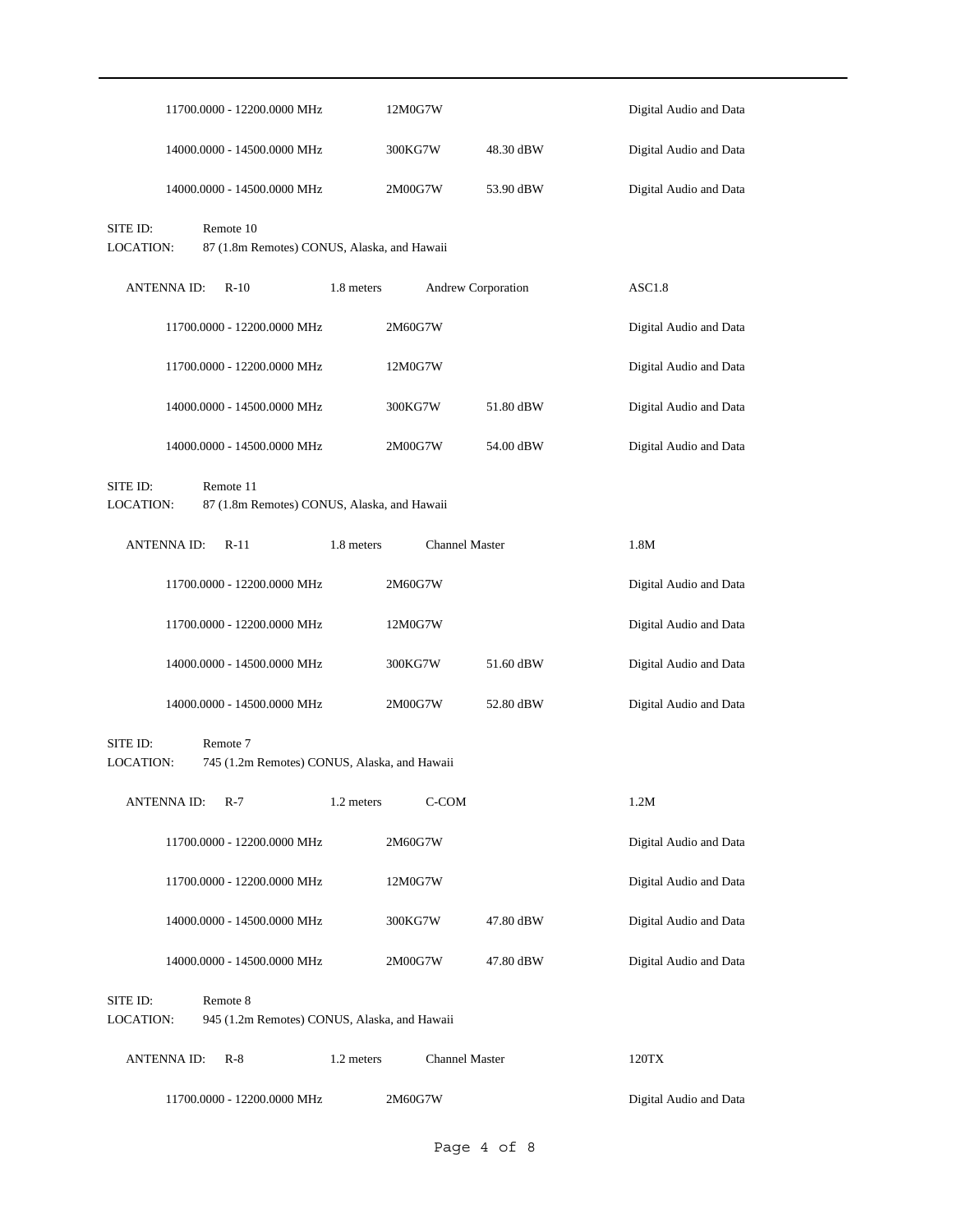| | | | |
|---|---|---|---|
| 11700.0000 - 12200.0000 MHz | 12M0G7W | | Digital Audio and Data |
| 14000.0000 - 14500.0000 MHz | 300KG7W | 48.30 dBW | Digital Audio and Data |
| 14000.0000 - 14500.0000 MHz | 2M00G7W | 53.90 dBW | Digital Audio and Data |

SITE ID: Remote 10
LOCATION: 87 (1.8m Remotes) CONUS, Alaska, and Hawaii

ANTENNA ID: R-10 1.8 meters Andrew Corporation ASC1.8

| | | | |
|---|---|---|---|
| 11700.0000 - 12200.0000 MHz | 2M60G7W | | Digital Audio and Data |
| 11700.0000 - 12200.0000 MHz | 12M0G7W | | Digital Audio and Data |
| 14000.0000 - 14500.0000 MHz | 300KG7W | 51.80 dBW | Digital Audio and Data |
| 14000.0000 - 14500.0000 MHz | 2M00G7W | 54.00 dBW | Digital Audio and Data |

SITE ID: Remote 11
LOCATION: 87 (1.8m Remotes) CONUS, Alaska, and Hawaii

ANTENNA ID: R-11 1.8 meters Channel Master 1.8M

| | | | |
|---|---|---|---|
| 11700.0000 - 12200.0000 MHz | 2M60G7W | | Digital Audio and Data |
| 11700.0000 - 12200.0000 MHz | 12M0G7W | | Digital Audio and Data |
| 14000.0000 - 14500.0000 MHz | 300KG7W | 51.60 dBW | Digital Audio and Data |
| 14000.0000 - 14500.0000 MHz | 2M00G7W | 52.80 dBW | Digital Audio and Data |

SITE ID: Remote 7
LOCATION: 745 (1.2m Remotes) CONUS, Alaska, and Hawaii

ANTENNA ID: R-7 1.2 meters C-COM 1.2M

| | | | |
|---|---|---|---|
| 11700.0000 - 12200.0000 MHz | 2M60G7W | | Digital Audio and Data |
| 11700.0000 - 12200.0000 MHz | 12M0G7W | | Digital Audio and Data |
| 14000.0000 - 14500.0000 MHz | 300KG7W | 47.80 dBW | Digital Audio and Data |
| 14000.0000 - 14500.0000 MHz | 2M00G7W | 47.80 dBW | Digital Audio and Data |

SITE ID: Remote 8
LOCATION: 945 (1.2m Remotes) CONUS, Alaska, and Hawaii

ANTENNA ID: R-8 1.2 meters Channel Master 120TX

| | | | |
|---|---|---|---|
| 11700.0000 - 12200.0000 MHz | 2M60G7W | | Digital Audio and Data |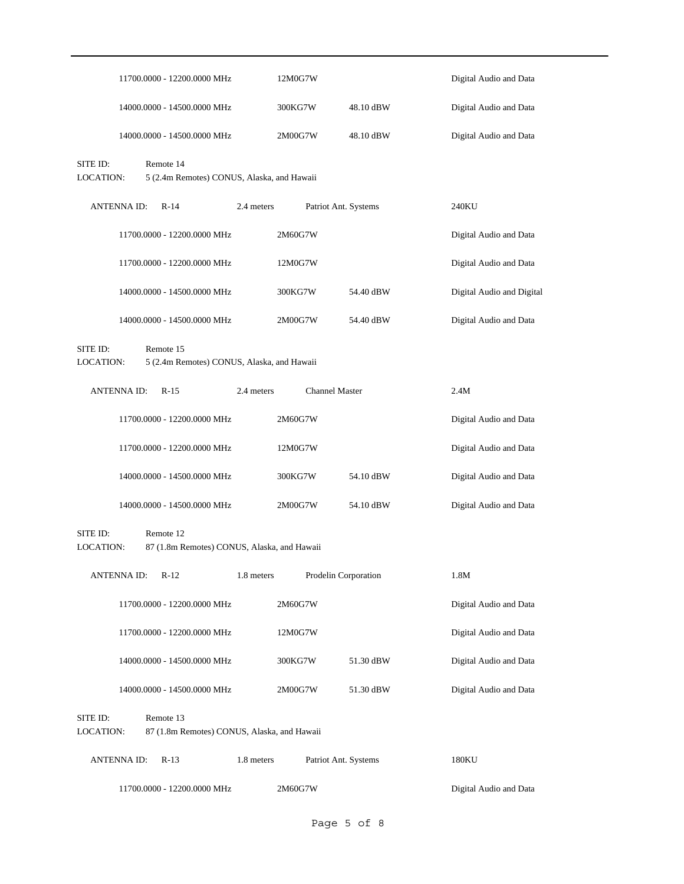| | | | |
|---|---|---|---|
| 11700.0000 - 12200.0000 MHz | 12M0G7W | | Digital Audio and Data |
| 14000.0000 - 14500.0000 MHz | 300KG7W | 48.10 dBW | Digital Audio and Data |
| 14000.0000 - 14500.0000 MHz | 2M00G7W | 48.10 dBW | Digital Audio and Data |

SITE ID: Remote 14
LOCATION: 5 (2.4m Remotes) CONUS, Alaska, and Hawaii

ANTENNA ID: R-14 2.4 meters Patriot Ant. Systems 240KU

| | | | |
|---|---|---|---|
| 11700.0000 - 12200.0000 MHz | 2M60G7W | | Digital Audio and Data |
| 11700.0000 - 12200.0000 MHz | 12M0G7W | | Digital Audio and Data |
| 14000.0000 - 14500.0000 MHz | 300KG7W | 54.40 dBW | Digital Audio and Digital |
| 14000.0000 - 14500.0000 MHz | 2M00G7W | 54.40 dBW | Digital Audio and Data |

SITE ID: Remote 15
LOCATION: 5 (2.4m Remotes) CONUS, Alaska, and Hawaii

ANTENNA ID: R-15 2.4 meters Channel Master 2.4M

| | | | |
|---|---|---|---|
| 11700.0000 - 12200.0000 MHz | 2M60G7W | | Digital Audio and Data |
| 11700.0000 - 12200.0000 MHz | 12M0G7W | | Digital Audio and Data |
| 14000.0000 - 14500.0000 MHz | 300KG7W | 54.10 dBW | Digital Audio and Data |
| 14000.0000 - 14500.0000 MHz | 2M00G7W | 54.10 dBW | Digital Audio and Data |

SITE ID: Remote 12
LOCATION: 87 (1.8m Remotes) CONUS, Alaska, and Hawaii

ANTENNA ID: R-12 1.8 meters Prodelin Corporation 1.8M

| | | | |
|---|---|---|---|
| 11700.0000 - 12200.0000 MHz | 2M60G7W | | Digital Audio and Data |
| 11700.0000 - 12200.0000 MHz | 12M0G7W | | Digital Audio and Data |
| 14000.0000 - 14500.0000 MHz | 300KG7W | 51.30 dBW | Digital Audio and Data |
| 14000.0000 - 14500.0000 MHz | 2M00G7W | 51.30 dBW | Digital Audio and Data |

SITE ID: Remote 13
LOCATION: 87 (1.8m Remotes) CONUS, Alaska, and Hawaii

ANTENNA ID: R-13 1.8 meters Patriot Ant. Systems 180KU

| | | | |
|---|---|---|---|
| 11700.0000 - 12200.0000 MHz | 2M60G7W | | Digital Audio and Data |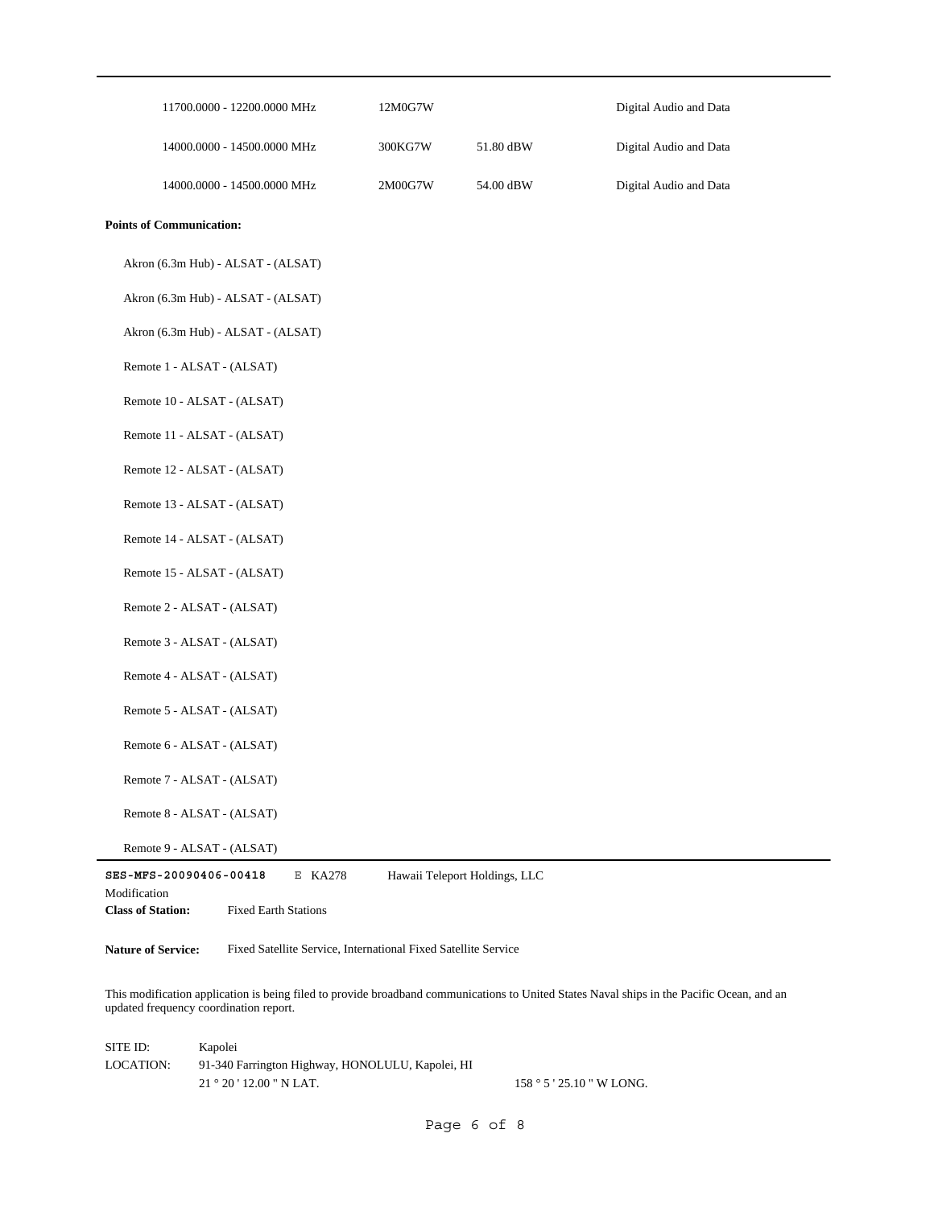| | | | |
|---|---|---|---|
| 11700.0000 - 12200.0000 MHz | 12M0G7W | | Digital Audio and Data |
| 14000.0000 - 14500.0000 MHz | 300KG7W | 51.80 dBW | Digital Audio and Data |
| 14000.0000 - 14500.0000 MHz | 2M00G7W | 54.00 dBW | Digital Audio and Data |

**Points of Communication:**

Akron (6.3m Hub) - ALSAT - (ALSAT)

Akron (6.3m Hub) - ALSAT - (ALSAT)

Akron (6.3m Hub) - ALSAT - (ALSAT)

Remote 1 - ALSAT - (ALSAT)

Remote 10 - ALSAT - (ALSAT)

Remote 11 - ALSAT - (ALSAT)

Remote 12 - ALSAT - (ALSAT)

Remote 13 - ALSAT - (ALSAT)

Remote 14 - ALSAT - (ALSAT)

Remote 15 - ALSAT - (ALSAT)

Remote 2 - ALSAT - (ALSAT)

Remote 3 - ALSAT - (ALSAT)

Remote 4 - ALSAT - (ALSAT)

Remote 5 - ALSAT - (ALSAT)

Remote 6 - ALSAT - (ALSAT)

Remote 7 - ALSAT - (ALSAT)

Remote 8 - ALSAT - (ALSAT)

Remote 9 - ALSAT - (ALSAT)

---

**SES-MFS-20090406-00418** E KA278 Hawaii Teleport Holdings, LLC

Modification

**Class of Station:** Fixed Earth Stations

**Nature of Service:** Fixed Satellite Service, International Fixed Satellite Service

This modification application is being filed to provide broadband communications to United States Naval ships in the Pacific Ocean, and an updated frequency coordination report.

SITE ID: Kapolei

LOCATION: 91-340 Farrington Highway, HONOLULU, Kapolei, HI

21 ° 20 ' 12.00 " N LAT. 158 ° 5 ' 25.10 " W LONG.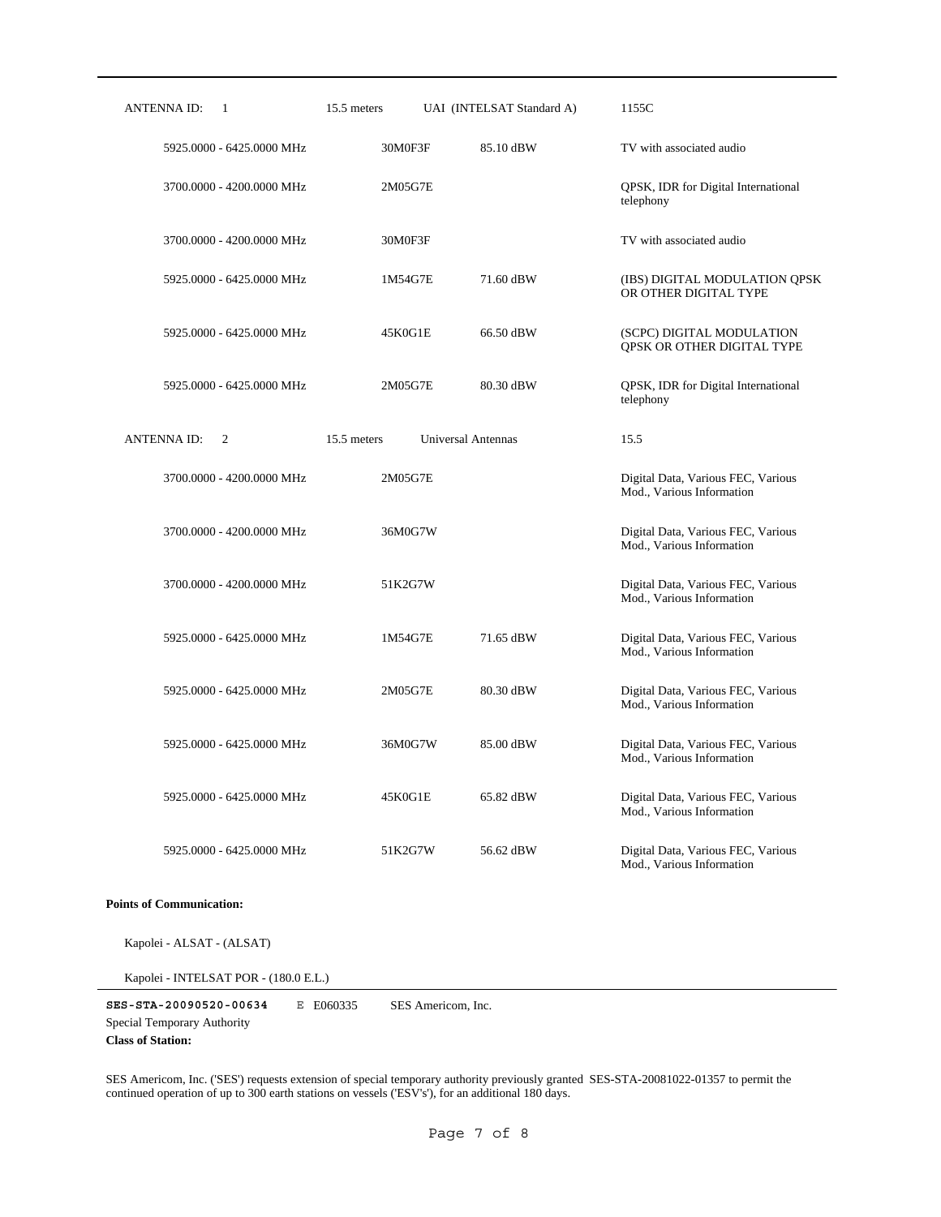| ANTENNA ID: 1 | 15.5 meters | UAI (INTELSAT Standard A) | 1155C |
|---|---|---|---|
| 5925.0000 - 6425.0000 MHz | 30M0F3F | 85.10 dBW | TV with associated audio |
| 3700.0000 - 4200.0000 MHz | 2M05G7E | | QPSK, IDR for Digital International telephony |
| 3700.0000 - 4200.0000 MHz | 30M0F3F | | TV with associated audio |
| 5925.0000 - 6425.0000 MHz | 1M54G7E | 71.60 dBW | (IBS) DIGITAL MODULATION QPSK OR OTHER DIGITAL TYPE |
| 5925.0000 - 6425.0000 MHz | 45K0G1E | 66.50 dBW | (SCPC) DIGITAL MODULATION QPSK OR OTHER DIGITAL TYPE |
| 5925.0000 - 6425.0000 MHz | 2M05G7E | 80.30 dBW | QPSK, IDR for Digital International telephony |

| ANTENNA ID: 2 | 15.5 meters | Universal Antennas | 15.5 |
|---|---|---|---|
| 3700.0000 - 4200.0000 MHz | 2M05G7E | | Digital Data, Various FEC, Various Mod., Various Information |
| 3700.0000 - 4200.0000 MHz | 36M0G7W | | Digital Data, Various FEC, Various Mod., Various Information |
| 3700.0000 - 4200.0000 MHz | 51K2G7W | | Digital Data, Various FEC, Various Mod., Various Information |
| 5925.0000 - 6425.0000 MHz | 1M54G7E | 71.65 dBW | Digital Data, Various FEC, Various Mod., Various Information |
| 5925.0000 - 6425.0000 MHz | 2M05G7E | 80.30 dBW | Digital Data, Various FEC, Various Mod., Various Information |
| 5925.0000 - 6425.0000 MHz | 36M0G7W | 85.00 dBW | Digital Data, Various FEC, Various Mod., Various Information |
| 5925.0000 - 6425.0000 MHz | 45K0G1E | 65.82 dBW | Digital Data, Various FEC, Various Mod., Various Information |
| 5925.0000 - 6425.0000 MHz | 51K2G7W | 56.62 dBW | Digital Data, Various FEC, Various Mod., Various Information |

**Points of Communication:**

Kapolei - ALSAT - (ALSAT)

Kapolei - INTELSAT POR - (180.0 E.L.)

---

**SES-STA-20090520-00634** E E060335 SES Americom, Inc.

Special Temporary Authority

**Class of Station:**

SES Americom, Inc. ('SES') requests extension of special temporary authority previously granted SES-STA-20081022-01357 to permit the continued operation of up to 300 earth stations on vessels ('ESV's'), for an additional 180 days.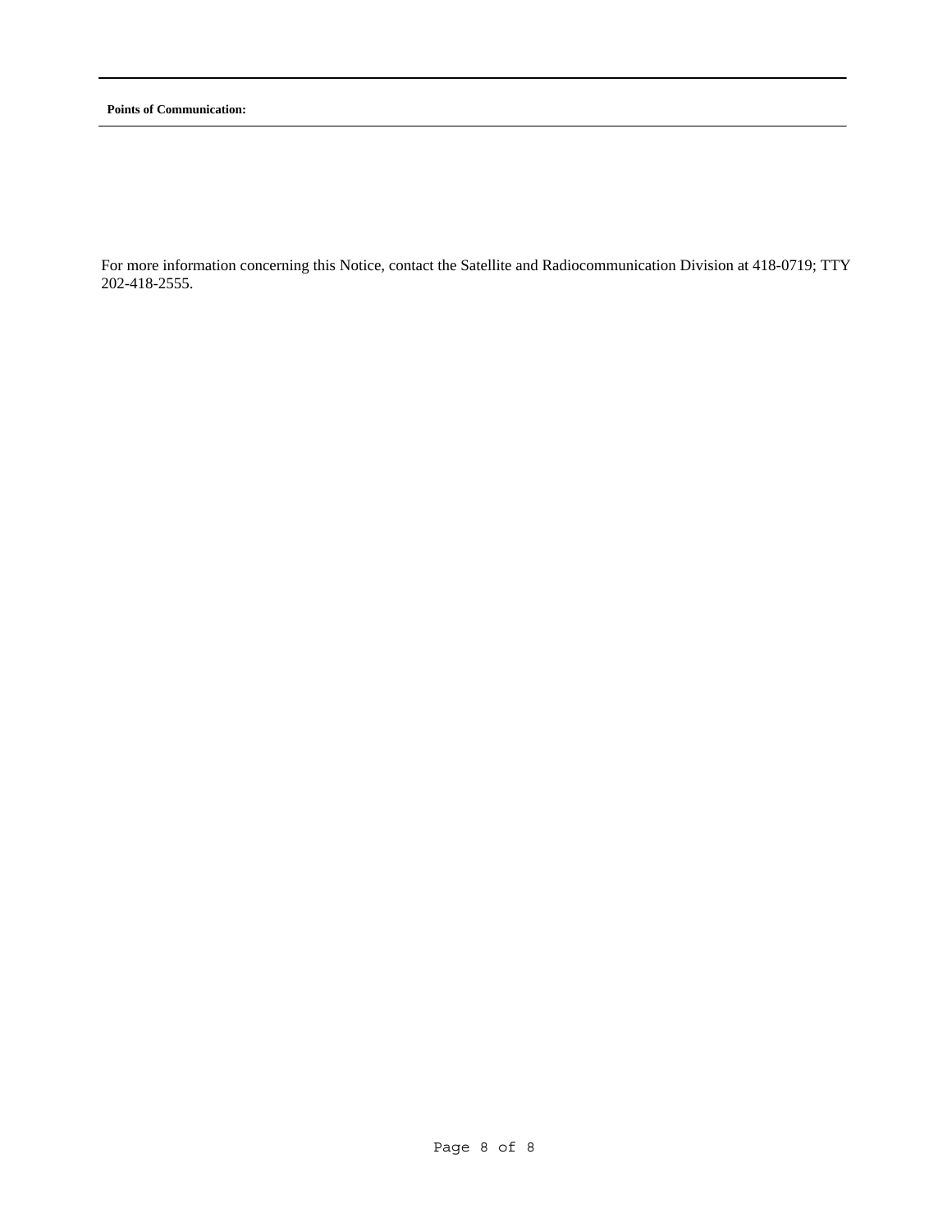**Points of Communication:**

For more information concerning this Notice, contact the Satellite and Radiocommunication Division at 418-0719; TTY 202-418-2555.